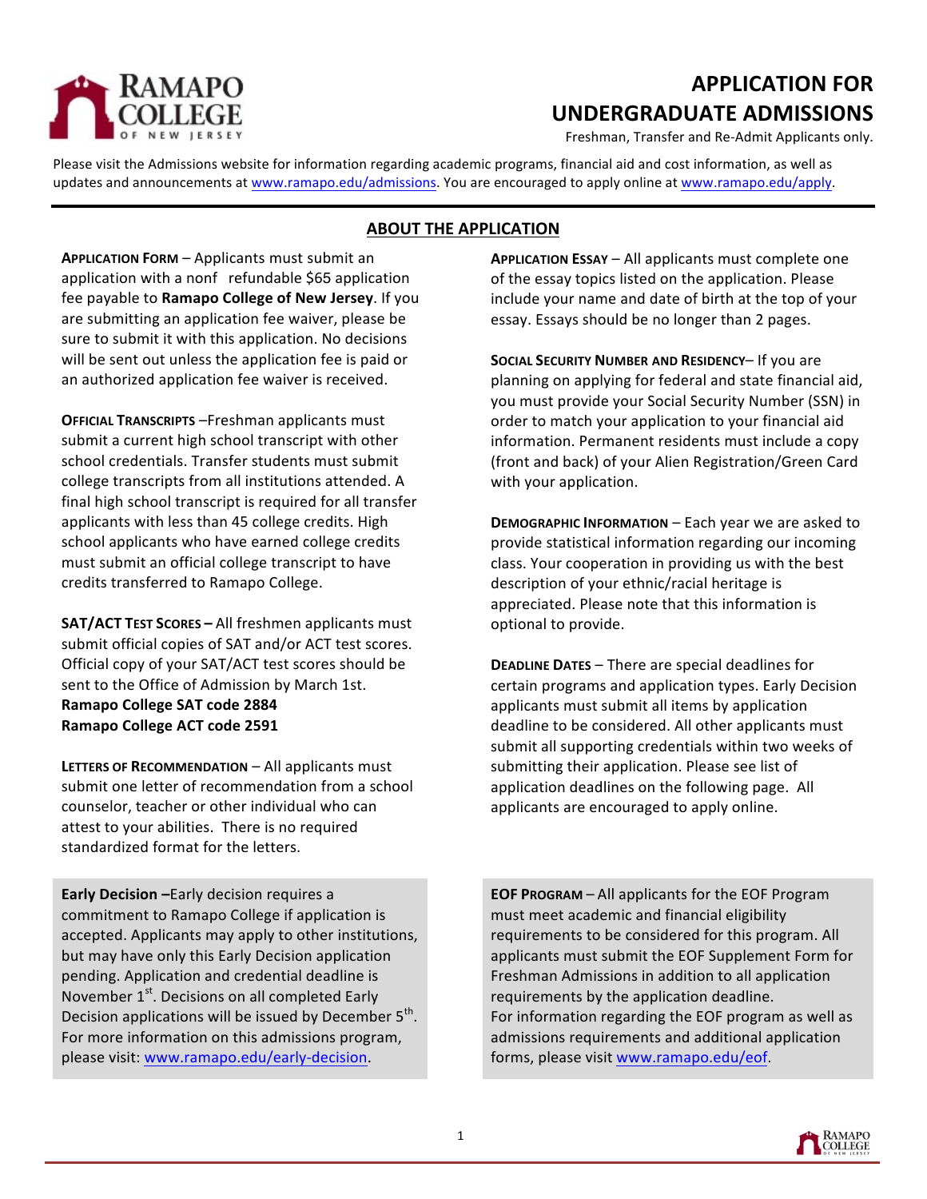# APPLICATION FOR UNDERGRADUATE ADMISSIONS

Freshman, Transfer and Re-Admit Applicants only.

Please visit the Admissions website for information regarding academic programs, financial aid and cost information, as well as updates and announcements at www.ramapo.edu/admissions. You are encouraged to apply online at www.ramapo.edu/apply.

## ABOUT THE APPLICATION

**APPLICATION FORM** – Applicants must submit an application with a nonf refundable $65 application fee payable to **Ramapo College of New Jersey**. If you are submitting an application fee waiver, please be sure to submit it with this application. No decisions will be sent out unless the application fee is paid or an authorized application fee waiver is received.

**OFFICIAL TRANSCRIPTS** –Freshman applicants must submit a current high school transcript with other school credentials. Transfer students must submit college transcripts from all institutions attended. A final high school transcript is required for all transfer applicants with less than 45 college credits. High school applicants who have earned college credits must submit an official college transcript to have credits transferred to Ramapo College.

**SAT/ACT TEST SCORES –** All freshmen applicants must submit official copies of SAT and/or ACT test scores. Official copy of your SAT/ACT test scores should be sent to the Office of Admission by March 1st.
**Ramapo College SAT code 2884**
**Ramapo College ACT code 2591**

**LETTERS OF RECOMMENDATION** – All applicants must submit one letter of recommendation from a school counselor, teacher or other individual who can attest to your abilities. There is no required standardized format for the letters.

**APPLICATION ESSAY** – All applicants must complete one of the essay topics listed on the application. Please include your name and date of birth at the top of your essay. Essays should be no longer than 2 pages.

**SOCIAL SECURITY NUMBER AND RESIDENCY**– If you are planning on applying for federal and state financial aid, you must provide your Social Security Number (SSN) in order to match your application to your financial aid information. Permanent residents must include a copy (front and back) of your Alien Registration/Green Card with your application.

**DEMOGRAPHIC INFORMATION** – Each year we are asked to provide statistical information regarding our incoming class. Your cooperation in providing us with the best description of your ethnic/racial heritage is appreciated. Please note that this information is optional to provide.

**DEADLINE DATES** – There are special deadlines for certain programs and application types. Early Decision applicants must submit all items by application deadline to be considered. All other applicants must submit all supporting credentials within two weeks of submitting their application. Please see list of application deadlines on the following page. All applicants are encouraged to apply online.

**Early Decision –**Early decision requires a commitment to Ramapo College if application is accepted. Applicants may apply to other institutions, but may have only this Early Decision application pending. Application and credential deadline is November 1st. Decisions on all completed Early Decision applications will be issued by December 5th. For more information on this admissions program, please visit: www.ramapo.edu/early-decision.

**EOF PROGRAM** – All applicants for the EOF Program must meet academic and financial eligibility requirements to be considered for this program. All applicants must submit the EOF Supplement Form for Freshman Admissions in addition to all application requirements by the application deadline.
For information regarding the EOF program as well as admissions requirements and additional application forms, please visit www.ramapo.edu/eof.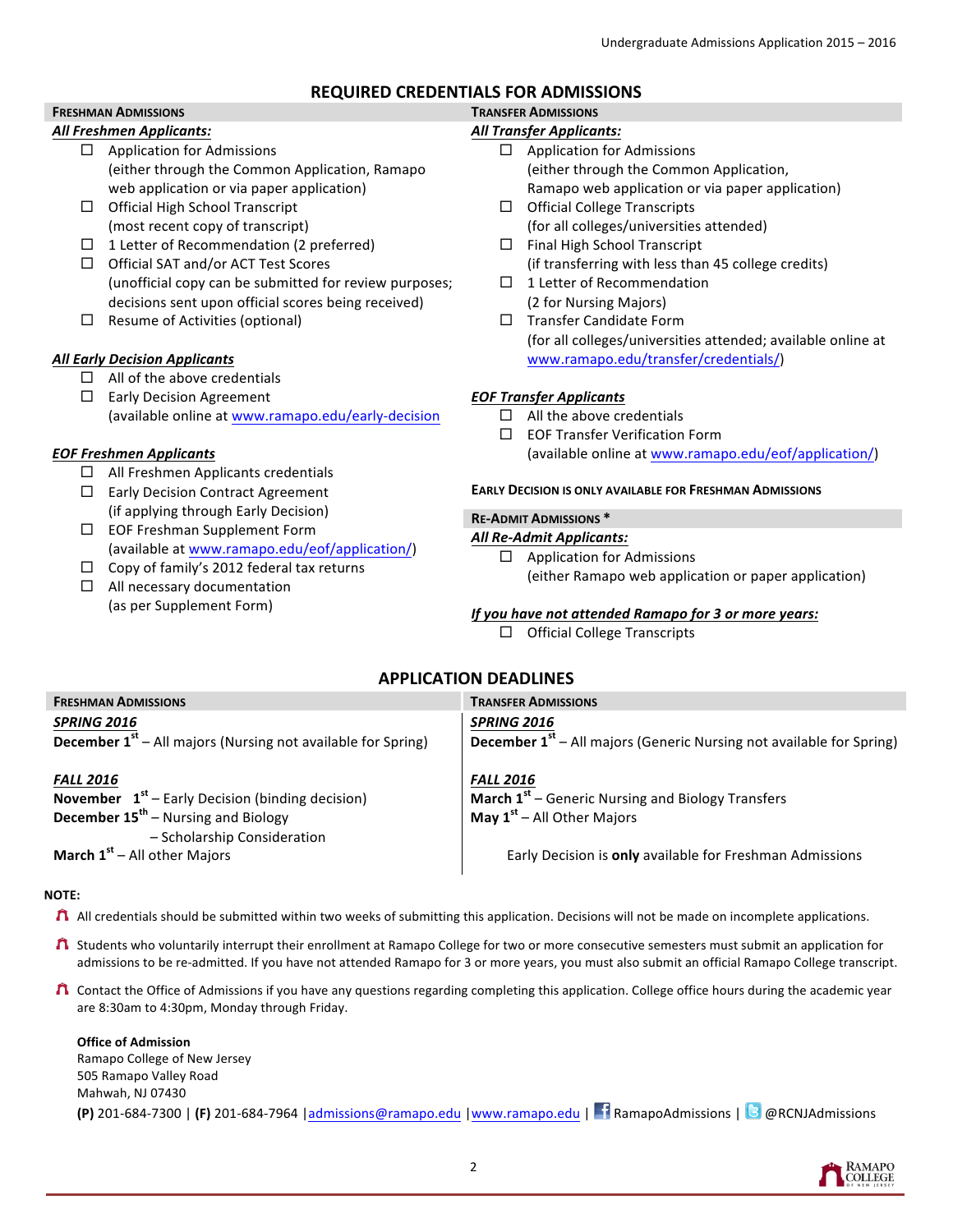# REQUIRED CREDENTIALS FOR ADMISSIONS

## FRESHMAN ADMISSIONS

***All Freshmen Applicants:***

- ☐ Application for Admissions (either through the Common Application, Ramapo web application or via paper application)
- ☐ Official High School Transcript (most recent copy of transcript)
- ☐ 1 Letter of Recommendation (2 preferred)
- ☐ Official SAT and/or ACT Test Scores (unofficial copy can be submitted for review purposes; decisions sent upon official scores being received)
- ☐ Resume of Activities (optional)

***All Early Decision Applicants***

- ☐ All of the above credentials
- ☐ Early Decision Agreement (available online at www.ramapo.edu/early-decision)

***EOF Freshmen Applicants***

- ☐ All Freshmen Applicants credentials
- ☐ Early Decision Contract Agreement (if applying through Early Decision)
- ☐ EOF Freshman Supplement Form (available at www.ramapo.edu/eof/application/)
- ☐ Copy of family's 2012 federal tax returns
- ☐ All necessary documentation (as per Supplement Form)

## TRANSFER ADMISSIONS

***All Transfer Applicants:***

- ☐ Application for Admissions (either through the Common Application, Ramapo web application or via paper application)
- ☐ Official College Transcripts (for all colleges/universities attended)
- ☐ Final High School Transcript (if transferring with less than 45 college credits)
- ☐ 1 Letter of Recommendation (2 for Nursing Majors)
- ☐ Transfer Candidate Form (for all colleges/universities attended; available online at www.ramapo.edu/transfer/credentials/)

***EOF Transfer Applicants***

- ☐ All the above credentials
- ☐ EOF Transfer Verification Form (available online at www.ramapo.edu/eof/application/)

**EARLY DECISION IS ONLY AVAILABLE FOR FRESHMAN ADMISSIONS**

## RE-ADMIT ADMISSIONS *

***All Re-Admit Applicants:***

- ☐ Application for Admissions (either Ramapo web application or paper application)

***If you have not attended Ramapo for 3 or more years:***

- ☐ Official College Transcripts

# APPLICATION DEADLINES

| FRESHMAN ADMISSIONS | TRANSFER ADMISSIONS |
|---|---|
| ***SPRING 2016*** | ***SPRING 2016*** |
| **December 1st** – All majors (Nursing not available for Spring) | **December 1st** – All majors (Generic Nursing not available for Spring) |
| ***FALL 2016*** | ***FALL 2016*** |
| **November 1st** – Early Decision (binding decision) | **March 1st** – Generic Nursing and Biology Transfers |
| **December 15th** – Nursing and Biology – Scholarship Consideration | **May 1st** – All Other Majors |
| **March 1st** – All other Majors | Early Decision is **only** available for Freshman Admissions |

**NOTE:**

- All credentials should be submitted within two weeks of submitting this application. Decisions will not be made on incomplete applications.
- Students who voluntarily interrupt their enrollment at Ramapo College for two or more consecutive semesters must submit an application for admissions to be re-admitted. If you have not attended Ramapo for 3 or more years, you must also submit an official Ramapo College transcript.
- Contact the Office of Admissions if you have any questions regarding completing this application. College office hours during the academic year are 8:30am to 4:30pm, Monday through Friday.

**Office of Admission**
Ramapo College of New Jersey
505 Ramapo Valley Road
Mahwah, NJ 07430
**(P)** 201-684-7300 | **(F)** 201-684-7964 | admissions@ramapo.edu | www.ramapo.edu | RamapoAdmissions | @RCNJAdmissions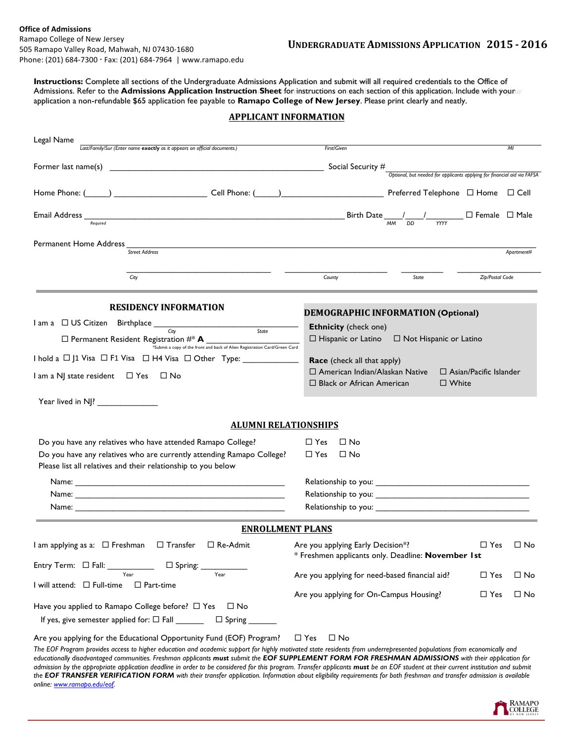**Office of Admissions**
Ramapo College of New Jersey
505 Ramapo Valley Road, Mahwah, NJ 07430-1680
Phone: (201) 684-7300 · Fax: (201) 684-7964 | www.ramapo.edu

# UNDERGRADUATE ADMISSIONS APPLICATION 2015 - 2016

**Instructions:** Complete all sections of the Undergraduate Admissions Application and submit will all required credentials to the Office of Admissions. Refer to the **Admissions Application Instruction Sheet** for instructions on each section of this application. Include with your application a non-refundable $65 application fee payable to **Ramapo College of New Jersey**. Please print clearly and neatly.

## APPLICANT INFORMATION

Legal Name ____________________________________________ ____________________________ ______
*Last/Family/Sur (Enter name **exactly** as it appears on official documents.)* *First/Given* *MI*

Former last name(s) ____________________________________________ Social Security # ______________________________
*Optional, but needed for applicants applying for financial aid via FAFSA*

Home Phone: (_____) ____________________ Cell Phone: (_____)______________________ Preferred Telephone ☐ Home ☐ Cell

Email Address ____________________________________________ Birth Date ____/____/________ ☐ Female ☐ Male
*Required* *MM DD YYYY*

Permanent Home Address ________________________________________________________________________________
*Street Address* *Apartment#*

__________________________ ____________________ __________ ____________________
*City* *County* *State* *Zip/Postal Code*

## RESIDENCY INFORMATION

I am a ☐ US Citizen Birthplace __________________________________
*City* *State*

☐ Permanent Resident Registration #* **A** ______________________
*Submit a copy of the front and back of Alien Registration Card/Green Card

I hold a ☐ J1 Visa ☐ F1 Visa ☐ H4 Visa ☐ Other Type: ____________

I am a NJ state resident ☐ Yes ☐ No

Year lived in NJ? _____________

## DEMOGRAPHIC INFORMATION (Optional)

**Ethnicity** (check one)
☐ Hispanic or Latino ☐ Not Hispanic or Latino

**Race** (check all that apply)
☐ American Indian/Alaskan Native ☐ Asian/Pacific Islander
☐ Black or African American ☐ White

## ALUMNI RELATIONSHIPS

Do you have any relatives who have attended Ramapo College? ☐ Yes ☐ No
Do you have any relatives who are currently attending Ramapo College? ☐ Yes ☐ No
Please list all relatives and their relationship to you below

Name: ______________________________________ Relationship to you: ______________________________
Name: ______________________________________ Relationship to you: ______________________________
Name: ______________________________________ Relationship to you: ______________________________

## ENROLLMENT PLANS

I am applying as a: ☐ Freshman ☐ Transfer ☐ Re-Admit

Entry Term: ☐ Fall: __________ ☐ Spring: __________
*Year* *Year*

I will attend: ☐ Full-time ☐ Part-time

Have you applied to Ramapo College before? ☐ Yes ☐ No

If yes, give semester applied for: ☐ Fall ______ ☐ Spring ______

Are you applying Early Decision*? ☐ Yes ☐ No
* Freshmen applicants only. Deadline: **November 1st**

Are you applying for need-based financial aid? ☐ Yes ☐ No

Are you applying for On-Campus Housing? ☐ Yes ☐ No

Are you applying for the Educational Opportunity Fund (EOF) Program? ☐ Yes ☐ No

*The EOF Program provides access to higher education and academic support for highly motivated state residents from underrepresented populations from economically and educationally disadvantaged communities. Freshman applicants **must** submit the **EOF SUPPLEMENT FORM FOR FRESHMAN ADMISSIONS** with their application for admission by the appropriate application deadline in order to be considered for this program. Transfer applicants **must** be an EOF student at their current institution and submit the **EOF TRANSFER VERIFICATION FORM** with their transfer application. Information about eligibility requirements for both freshman and transfer admission is available online: www.ramapo.edu/eof.*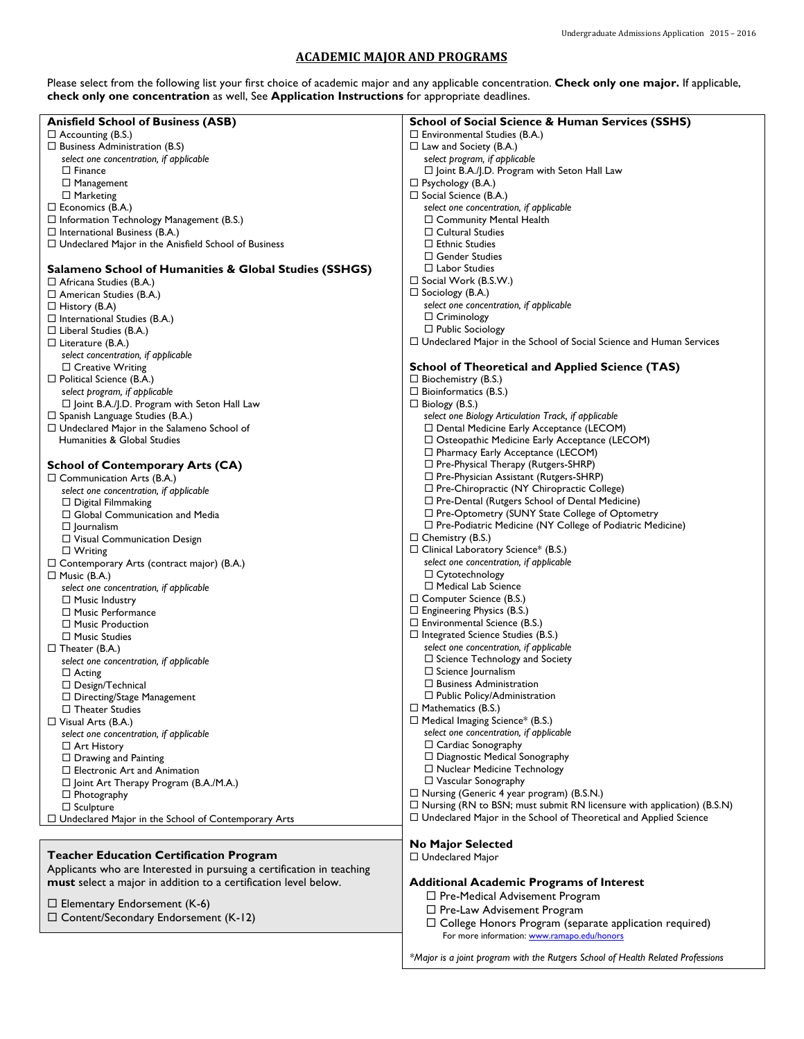## ACADEMIC MAJOR AND PROGRAMS

Please select from the following list your first choice of academic major and any applicable concentration. **Check only one major.** If applicable, **check only one concentration** as well, See **Application Instructions** for appropriate deadlines.

### Anisfield School of Business (ASB)

- ☐ Accounting (B.S.)
- ☐ Business Administration (B.S)
  - *select one concentration, if applicable*
  - ☐ Finance
  - ☐ Management
  - ☐ Marketing
- ☐ Economics (B.A.)
- ☐ Information Technology Management (B.S.)
- ☐ International Business (B.A.)
- ☐ Undeclared Major in the Anisfield School of Business

### Salameno School of Humanities & Global Studies (SSHGS)

- ☐ Africana Studies (B.A.)
- ☐ American Studies (B.A.)
- ☐ History (B.A)
- ☐ International Studies (B.A.)
- ☐ Liberal Studies (B.A.)
- ☐ Literature (B.A.)
  - *select concentration, if applicable*
  - ☐ Creative Writing
- ☐ Political Science (B.A.)
  - *select program, if applicable*
  - ☐ Joint B.A./J.D. Program with Seton Hall Law
- ☐ Spanish Language Studies (B.A.)
- ☐ Undeclared Major in the Salameno School of Humanities & Global Studies

### School of Contemporary Arts (CA)

- ☐ Communication Arts (B.A.)
  - *select one concentration, if applicable*
  - ☐ Digital Filmmaking
  - ☐ Global Communication and Media
  - ☐ Journalism
  - ☐ Visual Communication Design
  - ☐ Writing
- ☐ Contemporary Arts (contract major) (B.A.)
- ☐ Music (B.A.)
  - *select one concentration, if applicable*
  - ☐ Music Industry
  - ☐ Music Performance
  - ☐ Music Production
  - ☐ Music Studies
- ☐ Theater (B.A.)
  - *select one concentration, if applicable*
  - ☐ Acting
  - ☐ Design/Technical
  - ☐ Directing/Stage Management
  - ☐ Theater Studies
- ☐ Visual Arts (B.A.)
  - *select one concentration, if applicable*
  - ☐ Art History
  - ☐ Drawing and Painting
  - ☐ Electronic Art and Animation
  - ☐ Joint Art Therapy Program (B.A./M.A.)
  - ☐ Photography
  - ☐ Sculpture
- ☐ Undeclared Major in the School of Contemporary Arts

### Teacher Education Certification Program

Applicants who are Interested in pursuing a certification in teaching **must** select a major in addition to a certification level below.

- ☐ Elementary Endorsement (K-6)
- ☐ Content/Secondary Endorsement (K-12)

### School of Social Science & Human Services (SSHS)

- ☐ Environmental Studies (B.A.)
- ☐ Law and Society (B.A.)
  - *select program, if applicable*
  - ☐ Joint B.A./J.D. Program with Seton Hall Law
- ☐ Psychology (B.A.)
- ☐ Social Science (B.A.)
  - *select one concentration, if applicable*
  - ☐ Community Mental Health
  - ☐ Cultural Studies
  - ☐ Ethnic Studies
  - ☐ Gender Studies
  - ☐ Labor Studies
- ☐ Social Work (B.S.W.)
- ☐ Sociology (B.A.)
  - *select one concentration, if applicable*
  - ☐ Criminology
  - ☐ Public Sociology
- ☐ Undeclared Major in the School of Social Science and Human Services

### School of Theoretical and Applied Science (TAS)

- ☐ Biochemistry (B.S.)
- ☐ Bioinformatics (B.S.)
- ☐ Biology (B.S.)
  - *select one Biology Articulation Track, if applicable*
  - ☐ Dental Medicine Early Acceptance (LECOM)
  - ☐ Osteopathic Medicine Early Acceptance (LECOM)
  - ☐ Pharmacy Early Acceptance (LECOM)
  - ☐ Pre-Physical Therapy (Rutgers-SHRP)
  - ☐ Pre-Physician Assistant (Rutgers-SHRP)
  - ☐ Pre-Chiropractic (NY Chiropractic College)
  - ☐ Pre-Dental (Rutgers School of Dental Medicine)
  - ☐ Pre-Optometry (SUNY State College of Optometry
  - ☐ Pre-Podiatric Medicine (NY College of Podiatric Medicine)
- ☐ Chemistry (B.S.)
- ☐ Clinical Laboratory Science* (B.S.)
  - *select one concentration, if applicable*
  - ☐ Cytotechnology
  - ☐ Medical Lab Science
- ☐ Computer Science (B.S.)
- ☐ Engineering Physics (B.S.)
- ☐ Environmental Science (B.S.)
- ☐ Integrated Science Studies (B.S.)
  - *select one concentration, if applicable*
  - ☐ Science Technology and Society
  - ☐ Science Journalism
  - ☐ Business Administration
  - ☐ Public Policy/Administration
- ☐ Mathematics (B.S.)
- ☐ Medical Imaging Science* (B.S.)
  - *select one concentration, if applicable*
  - ☐ Cardiac Sonography
  - ☐ Diagnostic Medical Sonography
  - ☐ Nuclear Medicine Technology
  - ☐ Vascular Sonography
- ☐ Nursing (Generic 4 year program) (B.S.N.)
- ☐ Nursing (RN to BSN; must submit RN licensure with application) (B.S.N)
- ☐ Undeclared Major in the School of Theoretical and Applied Science

### No Major Selected

- ☐ Undeclared Major

### Additional Academic Programs of Interest

- ☐ Pre-Medical Advisement Program
- ☐ Pre-Law Advisement Program
- ☐ College Honors Program (separate application required)
  - For more information: www.ramapo.edu/honors

*\*Major is a joint program with the Rutgers School of Health Related Professions*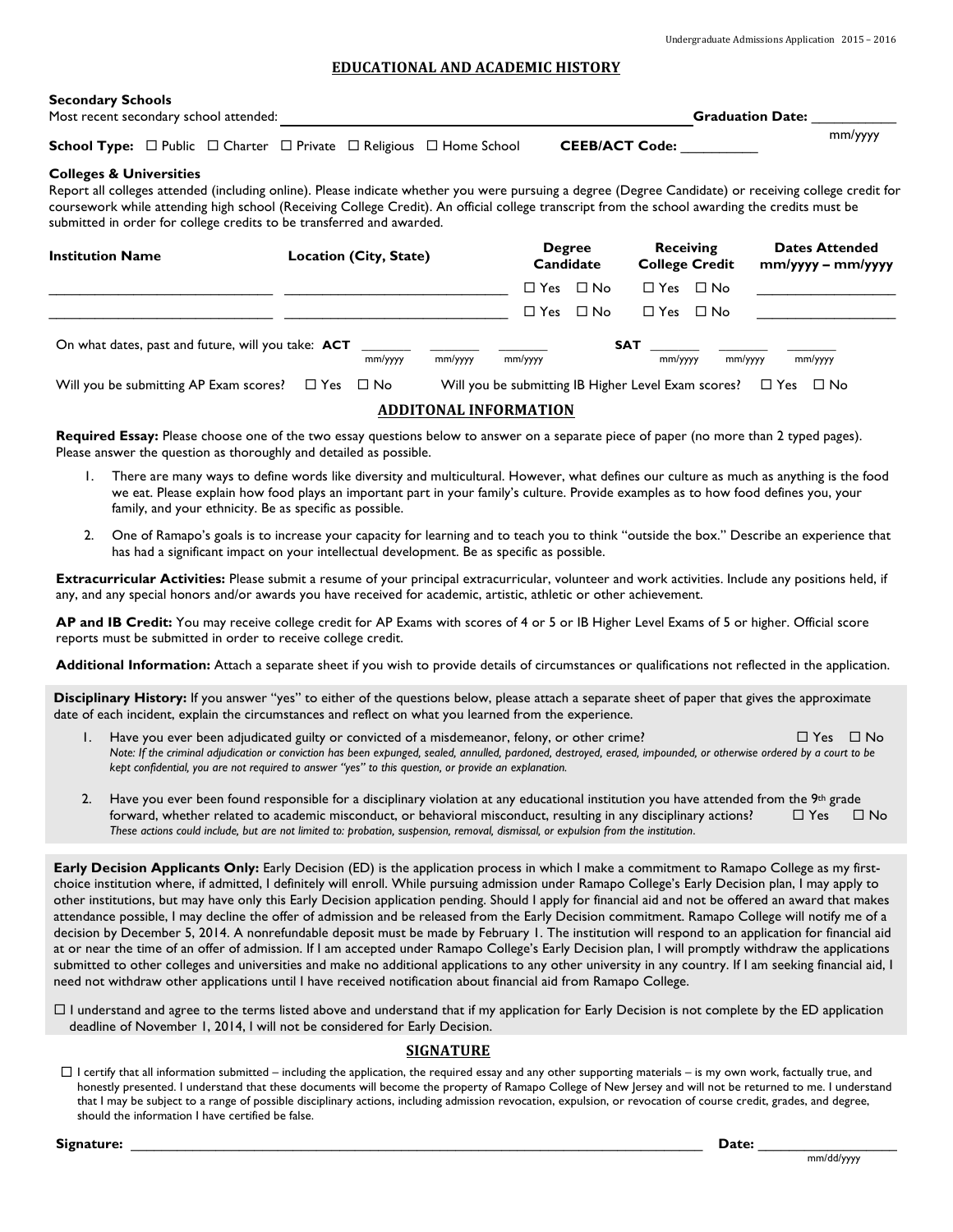## EDUCATIONAL AND ACADEMIC HISTORY

**Secondary Schools**

Most recent secondary school attended: ______________________________ **Graduation Date:** ___________ mm/yyyy

**School Type:** ☐ Public ☐ Charter ☐ Private ☐ Religious ☐ Home School **CEEB/ACT Code:** __________

**Colleges & Universities**

Report all colleges attended (including online). Please indicate whether you were pursuing a degree (Degree Candidate) or receiving college credit for coursework while attending high school (Receiving College Credit). An official college transcript from the school awarding the credits must be submitted in order for college credits to be transferred and awarded.

| Institution Name | Location (City, State) | Degree Candidate | Receiving College Credit | Dates Attended mm/yyyy – mm/yyyy |
|---|---|---|---|---|
| ______________________ | ______________________ | ☐ Yes ☐ No | ☐ Yes ☐ No | ______________ |
| ______________________ | ______________________ | ☐ Yes ☐ No | ☐ Yes ☐ No | ______________ |

On what dates, past and future, will you take: **ACT** _______ mm/yyyy _______ mm/yyyy _______ mm/yyyy **SAT** _______ mm/yyyy _______ mm/yyyy _______ mm/yyyy

Will you be submitting AP Exam scores? ☐ Yes ☐ No Will you be submitting IB Higher Level Exam scores? ☐ Yes ☐ No

## ADDITONAL INFORMATION

**Required Essay:** Please choose one of the two essay questions below to answer on a separate piece of paper (no more than 2 typed pages). Please answer the question as thoroughly and detailed as possible.

1. There are many ways to define words like diversity and multicultural. However, what defines our culture as much as anything is the food we eat. Please explain how food plays an important part in your family's culture. Provide examples as to how food defines you, your family, and your ethnicity. Be as specific as possible.
2. One of Ramapo's goals is to increase your capacity for learning and to teach you to think "outside the box." Describe an experience that has had a significant impact on your intellectual development. Be as specific as possible.

**Extracurricular Activities:** Please submit a resume of your principal extracurricular, volunteer and work activities. Include any positions held, if any, and any special honors and/or awards you have received for academic, artistic, athletic or other achievement.

**AP and IB Credit:** You may receive college credit for AP Exams with scores of 4 or 5 or IB Higher Level Exams of 5 or higher. Official score reports must be submitted in order to receive college credit.

**Additional Information:** Attach a separate sheet if you wish to provide details of circumstances or qualifications not reflected in the application.

**Disciplinary History:** If you answer "yes" to either of the questions below, please attach a separate sheet of paper that gives the approximate date of each incident, explain the circumstances and reflect on what you learned from the experience.

1. Have you ever been adjudicated guilty or convicted of a misdemeanor, felony, or other crime? ☐ Yes ☐ No
   *Note: If the criminal adjudication or conviction has been expunged, sealed, annulled, pardoned, destroyed, erased, impounded, or otherwise ordered by a court to be kept confidential, you are not required to answer "yes" to this question, or provide an explanation.*
2. Have you ever been found responsible for a disciplinary violation at any educational institution you have attended from the 9th grade forward, whether related to academic misconduct, or behavioral misconduct, resulting in any disciplinary actions? ☐ Yes ☐ No
   *These actions could include, but are not limited to: probation, suspension, removal, dismissal, or expulsion from the institution.*

**Early Decision Applicants Only:** Early Decision (ED) is the application process in which I make a commitment to Ramapo College as my first-choice institution where, if admitted, I definitely will enroll. While pursuing admission under Ramapo College's Early Decision plan, I may apply to other institutions, but may have only this Early Decision application pending. Should I apply for financial aid and not be offered an award that makes attendance possible, I may decline the offer of admission and be released from the Early Decision commitment. Ramapo College will notify me of a decision by December 5, 2014. A nonrefundable deposit must be made by February 1. The institution will respond to an application for financial aid at or near the time of an offer of admission. If I am accepted under Ramapo College's Early Decision plan, I will promptly withdraw the applications submitted to other colleges and universities and make no additional applications to any other university in any country. If I am seeking financial aid, I need not withdraw other applications until I have received notification about financial aid from Ramapo College.

☐ I understand and agree to the terms listed above and understand that if my application for Early Decision is not complete by the ED application deadline of November 1, 2014, I will not be considered for Early Decision.

## SIGNATURE

☐ I certify that all information submitted – including the application, the required essay and any other supporting materials – is my own work, factually true, and honestly presented. I understand that these documents will become the property of Ramapo College of New Jersey and will not be returned to me. I understand that I may be subject to a range of possible disciplinary actions, including admission revocation, expulsion, or revocation of course credit, grades, and degree, should the information I have certified be false.

**Signature:** ______________________________________________ **Date:** ______________ mm/dd/yyyy